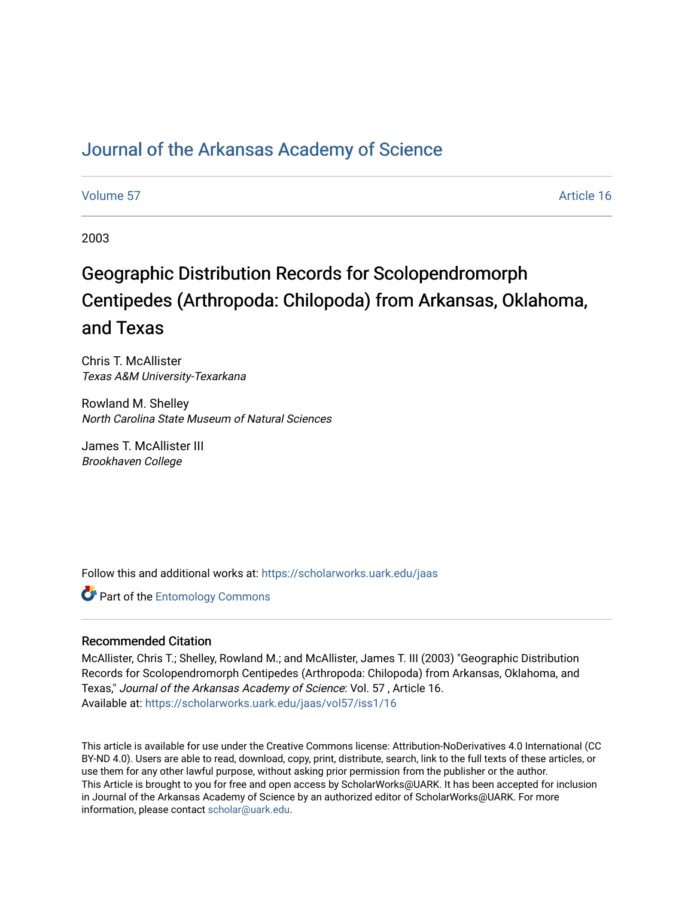# Journal of the Arkansas Academy of Science

Volume 57 | Article 16

2003

## Geographic Distribution Records for Scolopendromorph Centipedes (Arthropoda: Chilopoda) from Arkansas, Oklahoma, and Texas

Chris T. McAllister
*Texas A&M University-Texarkana*

Rowland M. Shelley
*North Carolina State Museum of Natural Sciences*

James T. McAllister III
*Brookhaven College*

Follow this and additional works at: https://scholarworks.uark.edu/jaas

Part of the Entomology Commons

### Recommended Citation

McAllister, Chris T.; Shelley, Rowland M.; and McAllister, James T. III (2003) "Geographic Distribution Records for Scolopendromorph Centipedes (Arthropoda: Chilopoda) from Arkansas, Oklahoma, and Texas," *Journal of the Arkansas Academy of Science*: Vol. 57 , Article 16.
Available at: https://scholarworks.uark.edu/jaas/vol57/iss1/16

This article is available for use under the Creative Commons license: Attribution-NoDerivatives 4.0 International (CC BY-ND 4.0). Users are able to read, download, copy, print, distribute, search, link to the full texts of these articles, or use them for any other lawful purpose, without asking prior permission from the publisher or the author. This Article is brought to you for free and open access by ScholarWorks@UARK. It has been accepted for inclusion in Journal of the Arkansas Academy of Science by an authorized editor of ScholarWorks@UARK. For more information, please contact scholar@uark.edu.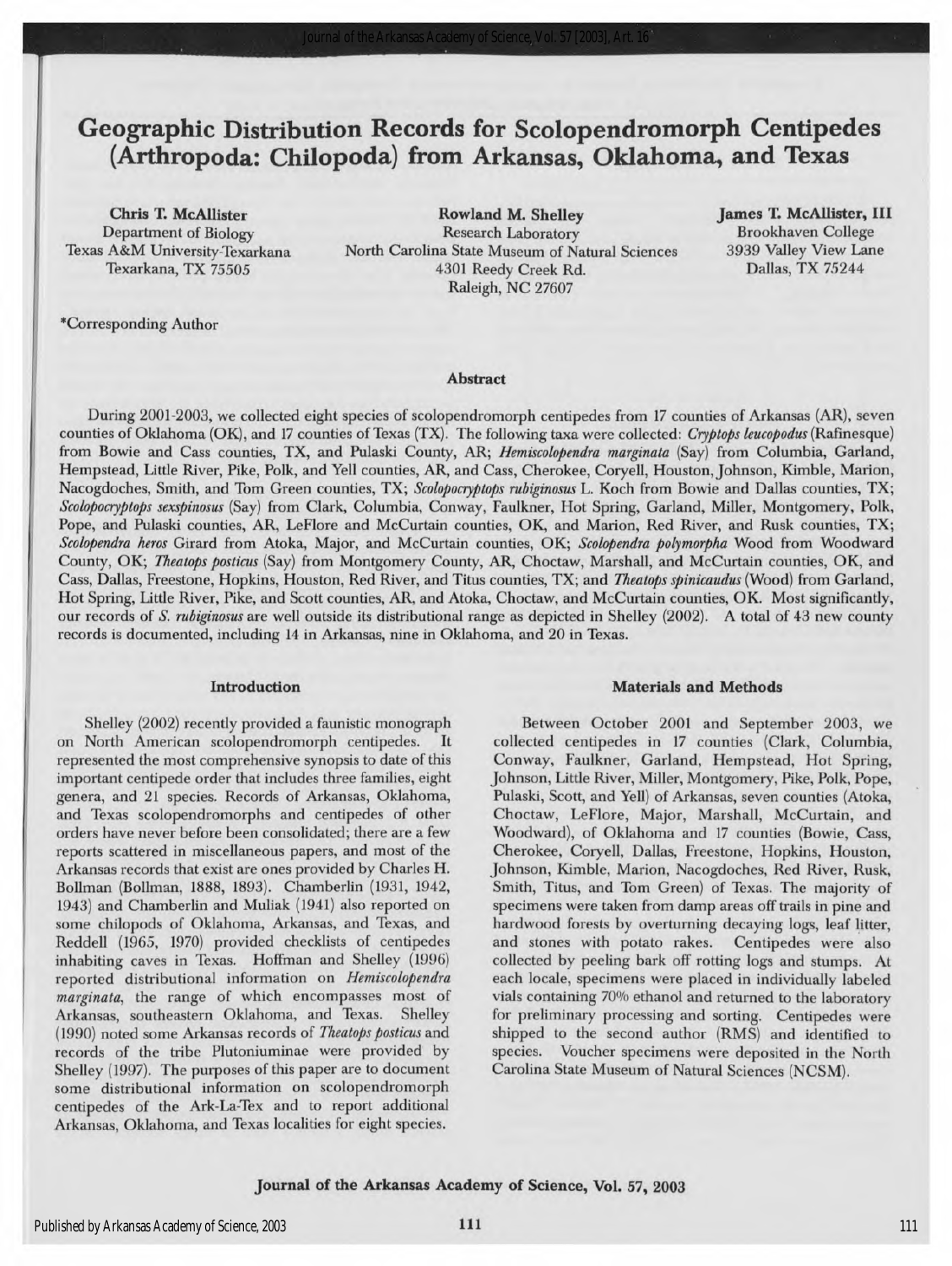# Geographic Distribution Records for Scolopendromorph Centipedes (Arthropoda: Chilopoda) from Arkansas, Oklahoma, and Texas

**Chris T. McAllister**
Department of Biology
Texas A&M University-Texarkana
Texarkana, TX 75505

**Rowland M. Shelley**
Research Laboratory
North Carolina State Museum of Natural Sciences
4301 Reedy Creek Rd.
Raleigh, NC 27607

**James T. McAllister, III**
Brookhaven College
3939 Valley View Lane
Dallas, TX 75244

*Corresponding Author

### Abstract

During 2001-2003, we collected eight species of scolopendromorph centipedes from 17 counties of Arkansas (AR), seven counties of Oklahoma (OK), and 17 counties of Texas (TX). The following taxa were collected: *Cryptops leucopodus* (Rafinesque) from Bowie and Cass counties, TX, and Pulaski County, AR; *Hemiscolopendra marginata* (Say) from Columbia, Garland, Hempstead, Little River, Pike, Polk, and Yell counties, AR, and Cass, Cherokee, Coryell, Houston, Johnson, Kimble, Marion, Nacogdoches, Smith, and Tom Green counties, TX; *Scolopocryptops rubiginosus* L. Koch from Bowie and Dallas counties, TX; *Scolopocryptops sexspinosus* (Say) from Clark, Columbia, Conway, Faulkner, Hot Spring, Garland, Miller, Montgomery, Polk, Pope, and Pulaski counties, AR, LeFlore and McCurtain counties, OK, and Marion, Red River, and Rusk counties, TX; *Scolopendra heros* Girard from Atoka, Major, and McCurtain counties, OK; *Scolopendra polymorpha* Wood from Woodward County, OK; *Theatops posticus* (Say) from Montgomery County, AR, Choctaw, Marshall, and McCurtain counties, OK, and Cass, Dallas, Freestone, Hopkins, Houston, Red River, and Titus counties, TX; and *Theatops spinicaudus* (Wood) from Garland, Hot Spring, Little River, Pike, and Scott counties, AR, and Atoka, Choctaw, and McCurtain counties, OK. Most significantly, our records of *S. rubiginosus* are well outside its distributional range as depicted in Shelley (2002). A total of 43 new county records is documented, including 14 in Arkansas, nine in Oklahoma, and 20 in Texas.

### Introduction

Shelley (2002) recently provided a faunistic monograph on North American scolopendromorph centipedes. It represented the most comprehensive synopsis to date of this important centipede order that includes three families, eight genera, and 21 species. Records of Arkansas, Oklahoma, and Texas scolopendromorphs and centipedes of other orders have never before been consolidated; there are a few reports scattered in miscellaneous papers, and most of the Arkansas records that exist are ones provided by Charles H. Bollman (Bollman, 1888, 1893). Chamberlin (1931, 1942, 1943) and Chamberlin and Muliak (1941) also reported on some chilopods of Oklahoma, Arkansas, and Texas, and Reddell (1965, 1970) provided checklists of centipedes inhabiting caves in Texas. Hoffman and Shelley (1996) reported distributional information on *Hemiscolopendra marginata*, the range of which encompasses most of Arkansas, southeastern Oklahoma, and Texas. Shelley (1990) noted some Arkansas records of *Theatops posticus* and records of the tribe Plutoniuminae were provided by Shelley (1997). The purposes of this paper are to document some distributional information on scolopendromorph centipedes of the Ark-La-Tex and to report additional Arkansas, Oklahoma, and Texas localities for eight species.

### Materials and Methods

Between October 2001 and September 2003, we collected centipedes in 17 counties (Clark, Columbia, Conway, Faulkner, Garland, Hempstead, Hot Spring, Johnson, Little River, Miller, Montgomery, Pike, Polk, Pope, Pulaski, Scott, and Yell) of Arkansas, seven counties (Atoka, Choctaw, LeFlore, Major, Marshall, McCurtain, and Woodward), of Oklahoma and 17 counties (Bowie, Cass, Cherokee, Coryell, Dallas, Freestone, Hopkins, Houston, Johnson, Kimble, Marion, Nacogdoches, Red River, Rusk, Smith, Titus, and Tom Green) of Texas. The majority of specimens were taken from damp areas off trails in pine and hardwood forests by overturning decaying logs, leaf litter, and stones with potato rakes. Centipedes were also collected by peeling bark off rotting logs and stumps. At each locale, specimens were placed in individually labeled vials containing 70% ethanol and returned to the laboratory for preliminary processing and sorting. Centipedes were shipped to the second author (RMS) and identified to species. Voucher specimens were deposited in the North Carolina State Museum of Natural Sciences (NCSM).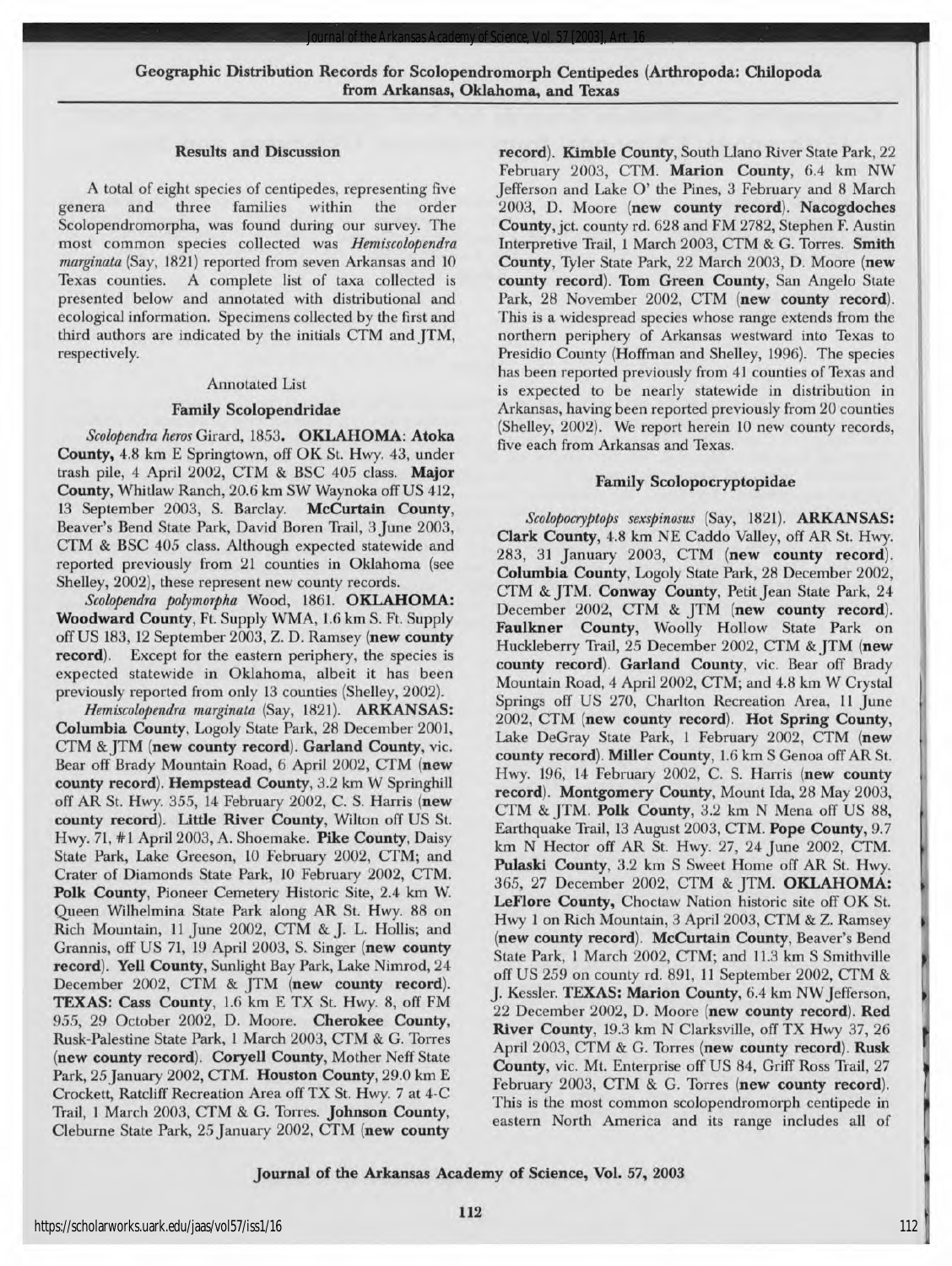## Geographic Distribution Records for Scolopendromorph Centipedes (Arthropoda: Chilopoda from Arkansas, Oklahoma, and Texas

### Results and Discussion

A total of eight species of centipedes, representing five genera and three families within the order Scolopendromorpha, was found during our survey. The most common species collected was *Hemiscolopendra marginata* (Say, 1821) reported from seven Arkansas and 10 Texas counties. A complete list of taxa collected is presented below and annotated with distributional and ecological information. Specimens collected by the first and third authors are indicated by the initials CTM and JTM, respectively.

#### Annotated List

#### Family Scolopendridae

*Scolopendra heros* Girard, 1853. **OKLAHOMA: Atoka County,** 4.8 km E Springtown, off OK St. Hwy. 43, under trash pile, 4 April 2002, CTM & BSC 405 class. **Major County,** Whitlaw Ranch, 20.6 km SW Waynoka off US 412, 13 September 2003, S. Barclay. **McCurtain County,** Beaver's Bend State Park, David Boren Trail, 3 June 2003, CTM & BSC 405 class. Although expected statewide and reported previously from 21 counties in Oklahoma (see Shelley, 2002), these represent new county records.

*Scolopendra polymorpha* Wood, 1861. **OKLAHOMA: Woodward County,** Ft. Supply WMA, 1.6 km S. Ft. Supply off US 183, 12 September 2003, Z. D. Ramsey (**new county record**). Except for the eastern periphery, the species is expected statewide in Oklahoma, albeit it has been previously reported from only 13 counties (Shelley, 2002).

*Hemiscolopendra marginata* (Say, 1821). **ARKANSAS: Columbia County,** Logoly State Park, 28 December 2001, CTM & JTM (**new county record**). **Garland County,** vic. Bear off Brady Mountain Road, 6 April 2002, CTM (**new county record**). **Hempstead County,** 3.2 km W Springhill off AR St. Hwy. 355, 14 February 2002, C. S. Harris (**new county record**). **Little River County,** Wilton off US St. Hwy. 71, #1 April 2003, A. Shoemake. **Pike County,** Daisy State Park, Lake Greeson, 10 February 2002, CTM; and Crater of Diamonds State Park, 10 February 2002, CTM. **Polk County,** Pioneer Cemetery Historic Site, 2.4 km W. Queen Wilhelmina State Park along AR St. Hwy. 88 on Rich Mountain, 11 June 2002, CTM & J. L. Hollis; and Grannis, off US 71, 19 April 2003, S. Singer (**new county record**). **Yell County,** Sunlight Bay Park, Lake Nimrod, 24 December 2002, CTM & JTM (**new county record**). **TEXAS: Cass County,** 1.6 km E TX St. Hwy. 8, off FM 955, 29 October 2002, D. Moore. **Cherokee County,** Rusk-Palestine State Park, 1 March 2003, CTM & G. Torres (**new county record**). **Coryell County,** Mother Neff State Park, 25 January 2002, CTM. **Houston County,** 29.0 km E Crockett, Ratcliff Recreation Area off TX St. Hwy. 7 at 4-C Trail, 1 March 2003, CTM & G. Torres. **Johnson County,** Cleburne State Park, 25 January 2002, CTM (**new county record**). **Kimble County,** South Llano River State Park, 22 February 2003, CTM. **Marion County,** 6.4 km NW Jefferson and Lake O' the Pines, 3 February and 8 March 2003, D. Moore (**new county record**). **Nacogdoches County,** jct. county rd. 628 and FM 2782, Stephen F. Austin Interpretive Trail, 1 March 2003, CTM & G. Torres. **Smith County,** Tyler State Park, 22 March 2003, D. Moore (**new county record**). **Tom Green County,** San Angelo State Park, 28 November 2002, CTM (**new county record**). This is a widespread species whose range extends from the northern periphery of Arkansas westward into Texas to Presidio County (Hoffman and Shelley, 1996). The species has been reported previously from 41 counties of Texas and is expected to be nearly statewide in distribution in Arkansas, having been reported previously from 20 counties (Shelley, 2002). We report herein 10 new county records, five each from Arkansas and Texas.

#### Family Scolopocryptopidae

*Scolopocryptops sexspinosus* (Say, 1821). **ARKANSAS: Clark County,** 4.8 km NE Caddo Valley, off AR St. Hwy. 283, 31 January 2003, CTM (**new county record**). **Columbia County,** Logoly State Park, 28 December 2002, CTM & JTM. **Conway County,** Petit Jean State Park, 24 December 2002, CTM & JTM (**new county record**). **Faulkner County,** Woolly Hollow State Park on Huckleberry Trail, 25 December 2002, CTM & JTM (**new county record**). **Garland County,** vic. Bear off Brady Mountain Road, 4 April 2002, CTM; and 4.8 km W Crystal Springs off US 270, Charlton Recreation Area, 11 June 2002, CTM (**new county record**). **Hot Spring County,** Lake DeGray State Park, 1 February 2002, CTM (**new county record**). **Miller County,** 1.6 km S Genoa off AR St. Hwy. 196, 14 February 2002, C. S. Harris (**new county record**). **Montgomery County,** Mount Ida, 28 May 2003, CTM & JTM. **Polk County,** 3.2 km N Mena off US 88, Earthquake Trail, 13 August 2003, CTM. **Pope County,** 9.7 km N Hector off AR St. Hwy. 27, 24 June 2002, CTM. **Pulaski County,** 3.2 km S Sweet Home off AR St. Hwy. 365, 27 December 2002, CTM & JTM. **OKLAHOMA: LeFlore County,** Choctaw Nation historic site off OK St. Hwy 1 on Rich Mountain, 3 April 2003, CTM & Z. Ramsey (**new county record**). **McCurtain County,** Beaver's Bend State Park, 1 March 2002, CTM; and 11.3 km S Smithville off US 259 on county rd. 891, 11 September 2002, CTM & J. Kessler. **TEXAS: Marion County,** 6.4 km NW Jefferson, 22 December 2002, D. Moore (**new county record**). **Red River County,** 19.3 km N Clarksville, off TX Hwy 37, 26 April 2003, CTM & G. Torres (**new county record**). **Rusk County,** vic. Mt. Enterprise off US 84, Griff Ross Trail, 27 February 2003, CTM & G. Torres (**new county record**). This is the most common scolopendromorph centipede in eastern North America and its range includes all of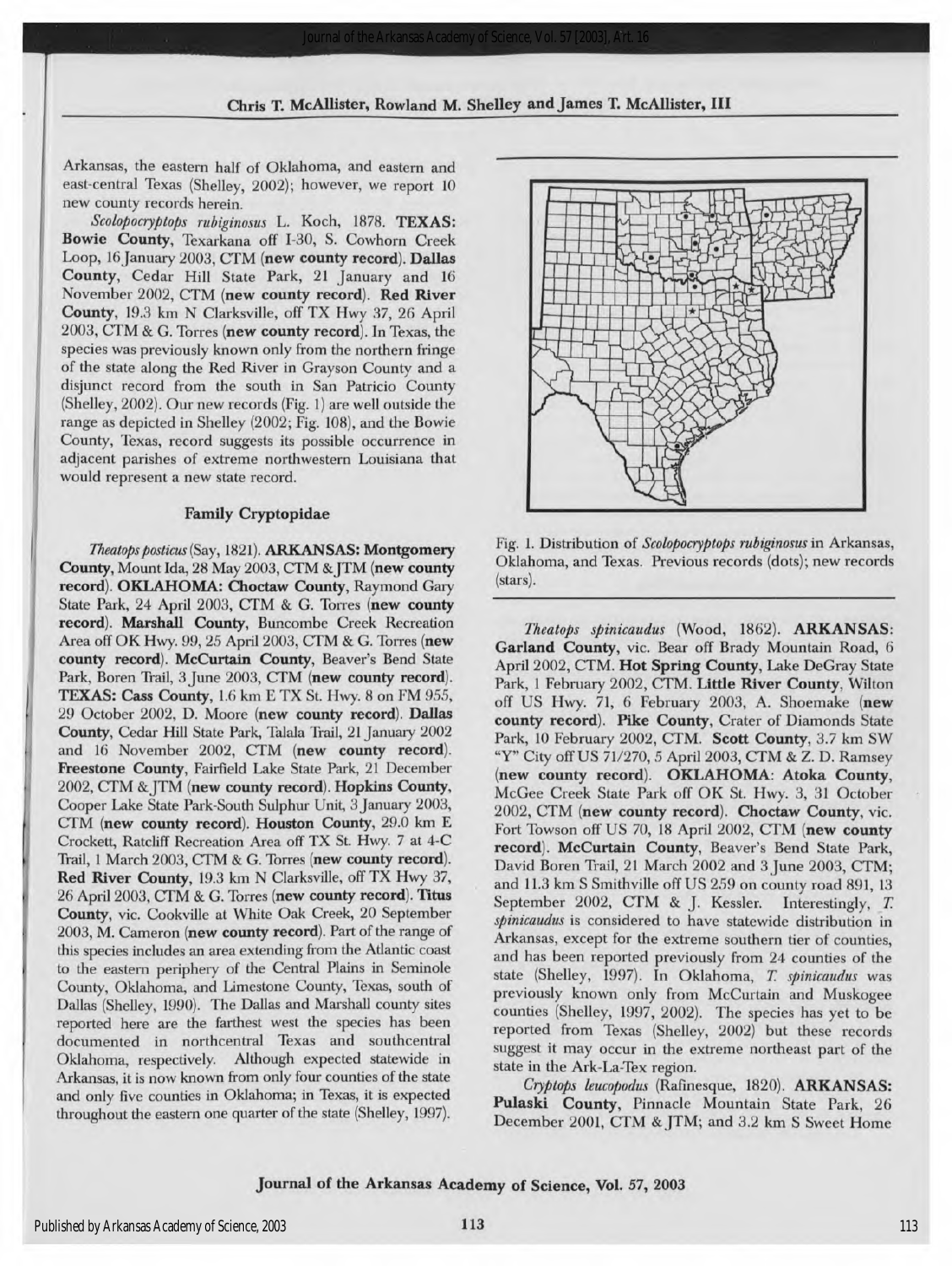Arkansas, the eastern half of Oklahoma, and eastern and east-central Texas (Shelley, 2002); however, we report 10 new county records herein.

*Scolopocryptops rubiginosus* L. Koch, 1878. **TEXAS: Bowie County**, Texarkana off I-30, S. Cowhorn Creek Loop, 16 January 2003, CTM (**new county record**). **Dallas County**, Cedar Hill State Park, 21 January and 16 November 2002, CTM (**new county record**). **Red River County**, 19.3 km N Clarksville, off TX Hwy 37, 26 April 2003, CTM & G. Torres (**new county record**). In Texas, the species was previously known only from the northern fringe of the state along the Red River in Grayson County and a disjunct record from the south in San Patricio County (Shelley, 2002). Our new records (Fig. 1) are well outside the range as depicted in Shelley (2002; Fig. 108), and the Bowie County, Texas, record suggests its possible occurrence in adjacent parishes of extreme northwestern Louisiana that would represent a new state record.

Fig. 1. Distribution of *Scolopocryptops rubiginosus* in Arkansas, Oklahoma, and Texas. Previous records (dots); new records (stars).

### Family Cryptopidae

*Theatops posticus* (Say, 1821). **ARKANSAS: Montgomery County**, Mount Ida, 28 May 2003, CTM & JTM (**new county record**). **OKLAHOMA: Choctaw County**, Raymond Gary State Park, 24 April 2003, CTM & G. Torres (**new county record**). **Marshall County**, Buncombe Creek Recreation Area off OK Hwy. 99, 25 April 2003, CTM & G. Torres (**new county record**). **McCurtain County**, Beaver's Bend State Park, Boren Trail, 3 June 2003, CTM (**new county record**). **TEXAS: Cass County**, 1.6 km E TX St. Hwy. 8 on FM 955, 29 October 2002, D. Moore (**new county record**). **Dallas County**, Cedar Hill State Park, Talala Trail, 21 January 2002 and 16 November 2002, CTM (**new county record**). **Freestone County**, Fairfield Lake State Park, 21 December 2002, CTM & JTM (**new county record**). **Hopkins County**, Cooper Lake State Park-South Sulphur Unit, 3 January 2003, CTM (**new county record**). **Houston County**, 29.0 km E Crockett, Ratcliff Recreation Area off TX St. Hwy. 7 at 4-C Trail, 1 March 2003, CTM & G. Torres (**new county record**). **Red River County**, 19.3 km N Clarksville, off TX Hwy 37, 26 April 2003, CTM & G. Torres (**new county record**). **Titus County**, vic. Cookville at White Oak Creek, 20 September 2003, M. Cameron (**new county record**). Part of the range of this species includes an area extending from the Atlantic coast to the eastern periphery of the Central Plains in Seminole County, Oklahoma, and Limestone County, Texas, south of Dallas (Shelley, 1990). The Dallas and Marshall county sites reported here are the farthest west the species has been documented in northcentral Texas and southcentral Oklahoma, respectively. Although expected statewide in Arkansas, it is now known from only four counties of the state and only five counties in Oklahoma; in Texas, it is expected throughout the eastern one quarter of the state (Shelley, 1997).

*Theatops spinicaudus* (Wood, 1862). **ARKANSAS: Garland County**, vic. Bear off Brady Mountain Road, 6 April 2002, CTM. **Hot Spring County**, Lake DeGray State Park, 1 February 2002, CTM. **Little River County**, Wilton off US Hwy. 71, 6 February 2003, A. Shoemake (**new county record**). **Pike County**, Crater of Diamonds State Park, 10 February 2002, CTM. **Scott County**, 3.7 km SW "Y" City off US 71/270, 5 April 2003, CTM & Z. D. Ramsey (**new county record**). **OKLAHOMA: Atoka County**, McGee Creek State Park off OK St. Hwy. 3, 31 October 2002, CTM (**new county record**). **Choctaw County**, vic. Fort Towson off US 70, 18 April 2002, CTM (**new county record**). **McCurtain County**, Beaver's Bend State Park, David Boren Trail, 21 March 2002 and 3 June 2003, CTM; and 11.3 km S Smithville off US 259 on county road 891, 13 September 2002, CTM & J. Kessler. Interestingly, *T. spinicaudus* is considered to have statewide distribution in Arkansas, except for the extreme southern tier of counties, and has been reported previously from 24 counties of the state (Shelley, 1997). In Oklahoma, *T. spinicaudus* was previously known only from McCurtain and Muskogee counties (Shelley, 1997, 2002). The species has yet to be reported from Texas (Shelley, 2002) but these records suggest it may occur in the extreme northeast part of the state in the Ark-La-Tex region.

*Cryptops leucopodus* (Rafinesque, 1820). **ARKANSAS: Pulaski County**, Pinnacle Mountain State Park, 26 December 2001, CTM & JTM; and 3.2 km S Sweet Home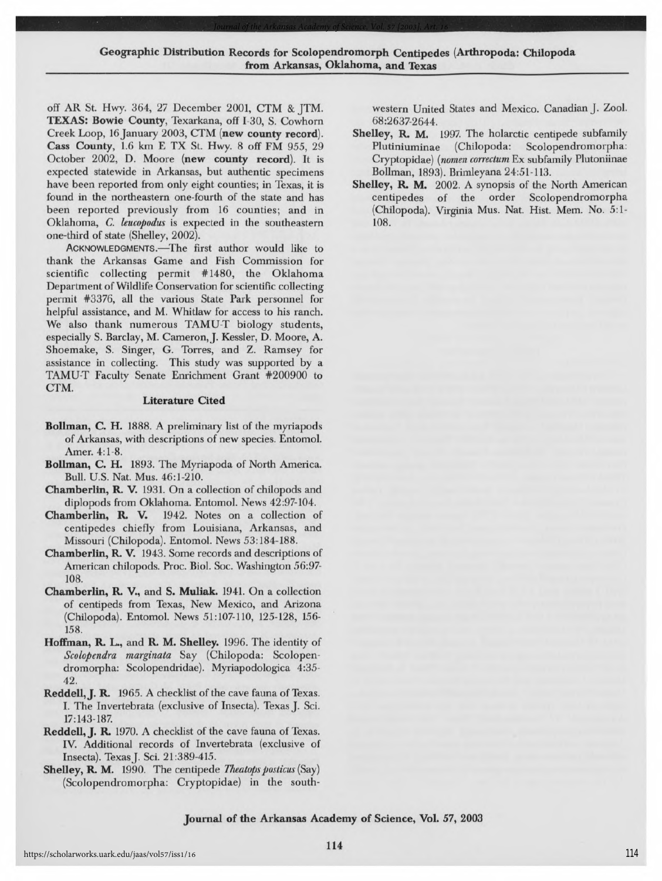off AR St. Hwy. 364, 27 December 2001, CTM & JTM. **TEXAS: Bowie County**, Texarkana, off I-30, S. Cowhorn Creek Loop, 16 January 2003, CTM (**new county record**). **Cass County**, 1.6 km E TX St. Hwy. 8 off FM 955, 29 October 2002, D. Moore (**new county record**). It is expected statewide in Arkansas, but authentic specimens have been reported from only eight counties; in Texas, it is found in the northeastern one-fourth of the state and has been reported previously from 16 counties; and in Oklahoma, *C. leucopodus* is expected in the southeastern one-third of state (Shelley, 2002).

ACKNOWLEDGMENTS.—The first author would like to thank the Arkansas Game and Fish Commission for scientific collecting permit #1480, the Oklahoma Department of Wildlife Conservation for scientific collecting permit #3376, all the various State Park personnel for helpful assistance, and M. Whitlaw for access to his ranch. We also thank numerous TAMU-T biology students, especially S. Barclay, M. Cameron, J. Kessler, D. Moore, A. Shoemake, S. Singer, G. Torres, and Z. Ramsey for assistance in collecting. This study was supported by a TAMU-T Faculty Senate Enrichment Grant #200900 to CTM.

## Literature Cited

**Bollman, C. H.** 1888. A preliminary list of the myriapods of Arkansas, with descriptions of new species. Entomol. Amer. 4:1-8.

**Bollman, C. H.** 1893. The Myriapoda of North America. Bull. U.S. Nat. Mus. 46:1-210.

**Chamberlin, R. V.** 1931. On a collection of chilopods and diplopods from Oklahoma. Entomol. News 42:97-104.

**Chamberlin, R. V.** 1942. Notes on a collection of centipedes chiefly from Louisiana, Arkansas, and Missouri (Chilopoda). Entomol. News 53:184-188.

**Chamberlin, R. V.** 1943. Some records and descriptions of American chilopods. Proc. Biol. Soc. Washington 56:97-108.

**Chamberlin, R. V., and S. Muliak.** 1941. On a collection of centipeds from Texas, New Mexico, and Arizona (Chilopoda). Entomol. News 51:107-110, 125-128, 156-158.

**Hoffman, R. L., and R. M. Shelley.** 1996. The identity of *Scolopendra marginata* Say (Chilopoda: Scolopendromorpha: Scolopendridae). Myriapodologica 4:35-42.

**Reddell, J. R.** 1965. A checklist of the cave fauna of Texas. I. The Invertebrata (exclusive of Insecta). Texas J. Sci. 17:143-187.

**Reddell, J. R.** 1970. A checklist of the cave fauna of Texas. IV. Additional records of Invertebrata (exclusive of Insecta). Texas J. Sci. 21:389-415.

**Shelley, R. M.** 1990. The centipede *Theatops posticus* (Say) (Scolopendromorpha: Cryptopidae) in the southwestern United States and Mexico. Canadian J. Zool. 68:2637-2644.

**Shelley, R. M.** 1997. The holarctic centipede subfamily Plutiniuminae (Chilopoda: Scolopendromorpha: Cryptopidae) (*nomen correctum* Ex subfamily Plutoniinae Bollman, 1893). Brimleyana 24:51-113.

**Shelley, R. M.** 2002. A synopsis of the North American centipedes of the order Scolopendromorpha (Chilopoda). Virginia Mus. Nat. Hist. Mem. No. 5:1-108.